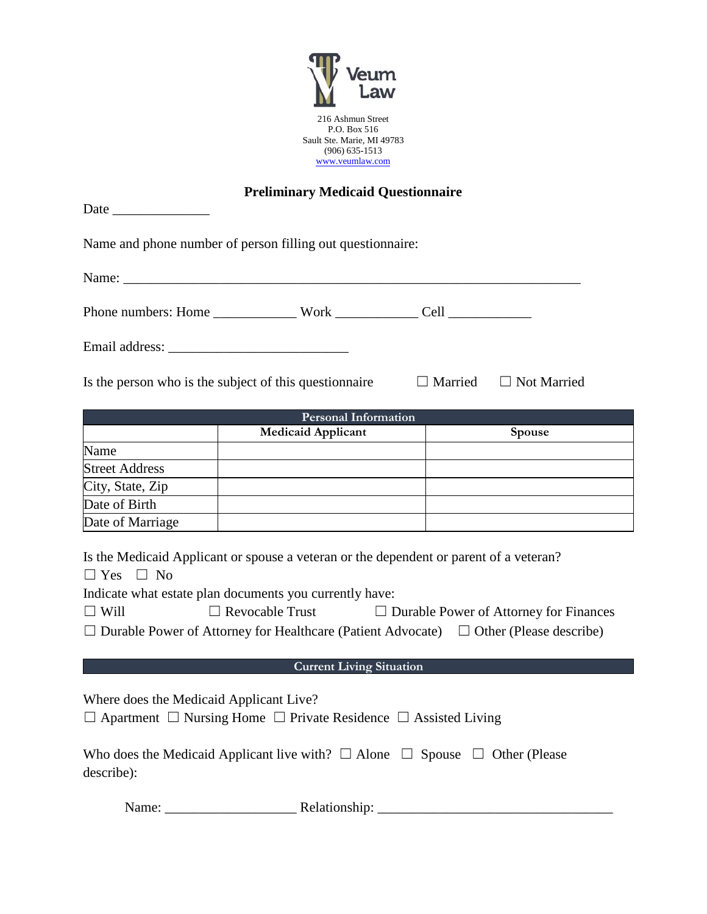Veum Law

216 Ashmun Street
P.O. Box 516
Sault Ste. Marie, MI 49783
(906) 635-1513
www.veumlaw.com

## Preliminary Medicaid Questionnaire

Date ______________

Name and phone number of person filling out questionnaire:

Name: ___________________________________________________________________

Phone numbers: Home ____________ Work ____________ Cell ____________

Email address: __________________________

Is the person who is the subject of this questionnaire ☐ Married ☐ Not Married

| Personal Information | | |
|---|---|---|
| | **Medicaid Applicant** | **Spouse** |
| Name | | |
| Street Address | | |
| City, State, Zip | | |
| Date of Birth | | |
| Date of Marriage | | |

Is the Medicaid Applicant or spouse a veteran or the dependent or parent of a veteran?
☐ Yes ☐ No

Indicate what estate plan documents you currently have:
☐ Will ☐ Revocable Trust ☐ Durable Power of Attorney for Finances
☐ Durable Power of Attorney for Healthcare (Patient Advocate) ☐ Other (Please describe)

### Current Living Situation

Where does the Medicaid Applicant Live?
☐ Apartment ☐ Nursing Home ☐ Private Residence ☐ Assisted Living

Who does the Medicaid Applicant live with? ☐ Alone ☐ Spouse ☐ Other (Please describe):

Name: ___________________ Relationship: __________________________________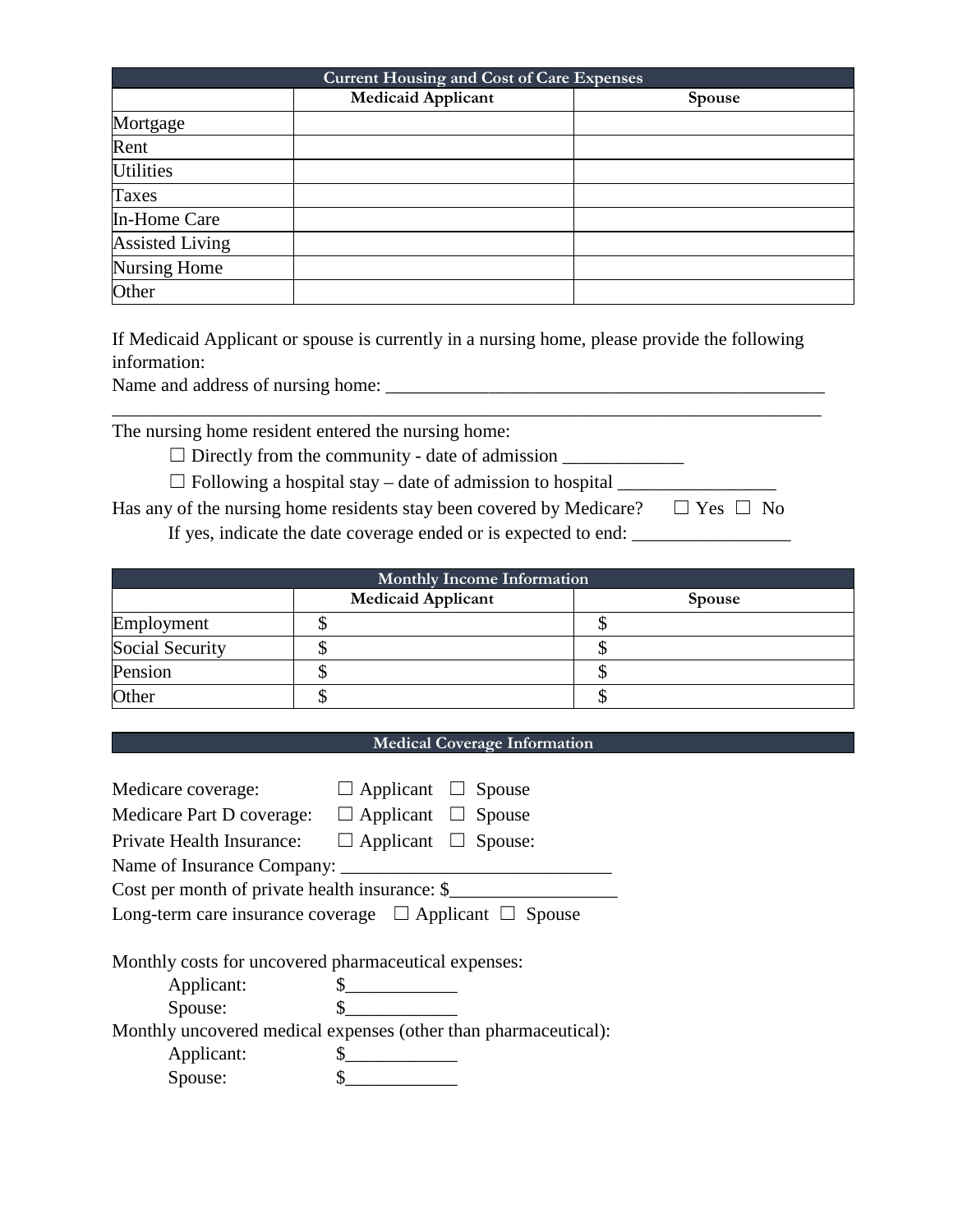| Current Housing and Cost of Care Expenses | | |
|---|---|---|
| | **Medicaid Applicant** | **Spouse** |
| Mortgage | | |
| Rent | | |
| Utilities | | |
| Taxes | | |
| In-Home Care | | |
| Assisted Living | | |
| Nursing Home | | |
| Other | | |

If Medicaid Applicant or spouse is currently in a nursing home, please provide the following information:

Name and address of nursing home: ___________________________________________________

___________________________________________________________________________

The nursing home resident entered the nursing home:

☐ Directly from the community - date of admission _____________

☐ Following a hospital stay – date of admission to hospital _________________

Has any of the nursing home residents stay been covered by Medicare? ☐ Yes ☐ No

If yes, indicate the date coverage ended or is expected to end: _________________

| Monthly Income Information | | |
|---|---|---|
| | **Medicaid Applicant** | **Spouse** |
| Employment | $ | $ |
| Social Security | $ | $ |
| Pension | $ | $ |
| Other | $ | $ |

## Medical Coverage Information

Medicare coverage: ☐ Applicant ☐ Spouse

Medicare Part D coverage: ☐ Applicant ☐ Spouse

Private Health Insurance: ☐ Applicant ☐ Spouse:

Name of Insurance Company: _____________________________

Cost per month of private health insurance: $__________________

Long-term care insurance coverage ☐ Applicant ☐ Spouse

Monthly costs for uncovered pharmaceutical expenses:

Applicant: $____________

Spouse: $____________

Monthly uncovered medical expenses (other than pharmaceutical):

Applicant: $____________

Spouse: $____________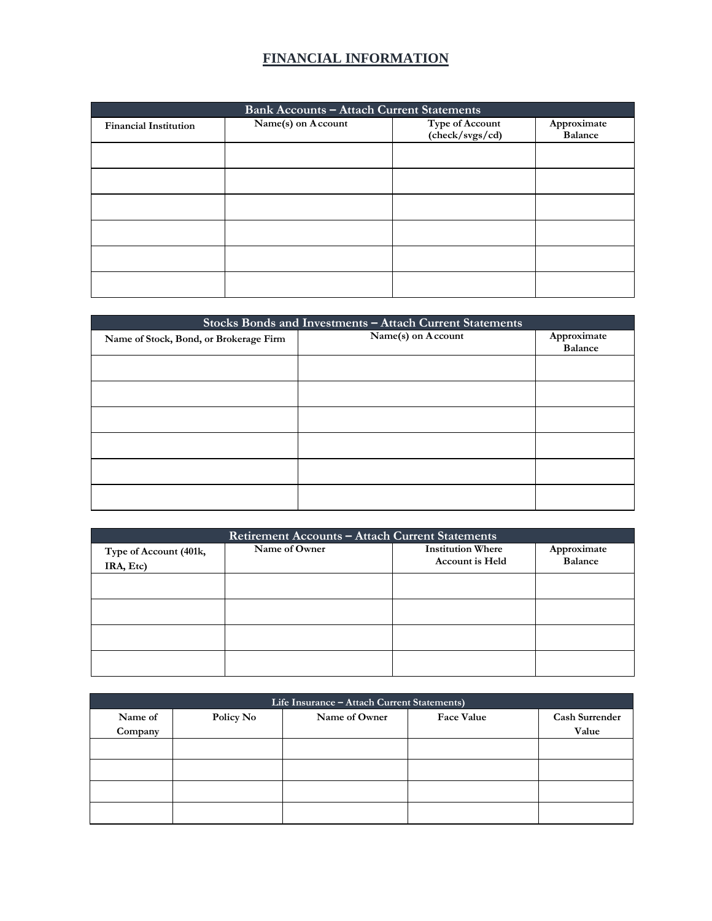# FINANCIAL INFORMATION

| Bank Accounts – Attach Current Statements | | | |
|---|---|---|---|
| **Financial Institution** | **Name(s) on Account** | **Type of Account (check/svgs/cd)** | **Approximate Balance** |
| | | | |
| | | | |
| | | | |
| | | | |
| | | | |
| | | | |

| Stocks Bonds and Investments – Attach Current Statements | | |
|---|---|---|
| **Name of Stock, Bond, or Brokerage Firm** | **Name(s) on Account** | **Approximate Balance** |
| | | |
| | | |
| | | |
| | | |
| | | |
| | | |

| Retirement Accounts – Attach Current Statements | | | |
|---|---|---|---|
| **Type of Account (401k, IRA, Etc)** | **Name of Owner** | **Institution Where Account is Held** | **Approximate Balance** |
| | | | |
| | | | |
| | | | |
| | | | |

| Life Insurance – Attach Current Statements) | | | | |
|---|---|---|---|---|
| **Name of Company** | **Policy No** | **Name of Owner** | **Face Value** | **Cash Surrender Value** |
| | | | | |
| | | | | |
| | | | | |
| | | | | |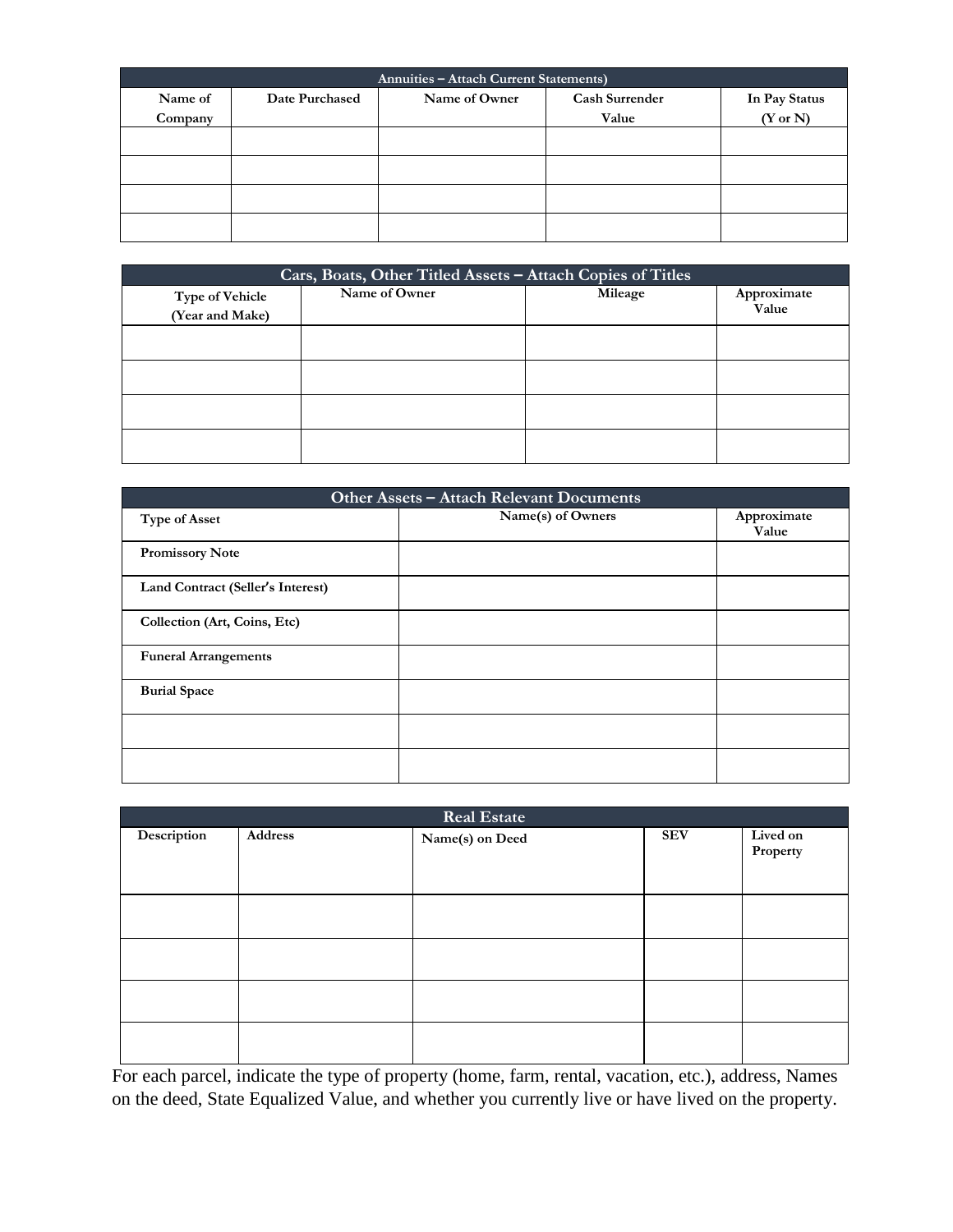| Annuities – Attach Current Statements) | | | | |
|---|---|---|---|---|
| Name of Company | Date Purchased | Name of Owner | Cash Surrender Value | In Pay Status (Y or N) |
| | | | | |
| | | | | |
| | | | | |
| | | | | |

| Cars, Boats, Other Titled Assets – Attach Copies of Titles | | | |
|---|---|---|---|
| Type of Vehicle (Year and Make) | Name of Owner | Mileage | Approximate Value |
| | | | |
| | | | |
| | | | |
| | | | |

| Other Assets – Attach Relevant Documents | | |
|---|---|---|
| Type of Asset | Name(s) of Owners | Approximate Value |
| Promissory Note | | |
| Land Contract (Seller's Interest) | | |
| Collection (Art, Coins, Etc) | | |
| Funeral Arrangements | | |
| Burial Space | | |
| | | |
| | | |

| Real Estate | | | | |
|---|---|---|---|---|
| Description | Address | Name(s) on Deed | SEV | Lived on Property |
| | | | | |
| | | | | |
| | | | | |
| | | | | |

For each parcel, indicate the type of property (home, farm, rental, vacation, etc.), address, Names on the deed, State Equalized Value, and whether you currently live or have lived on the property.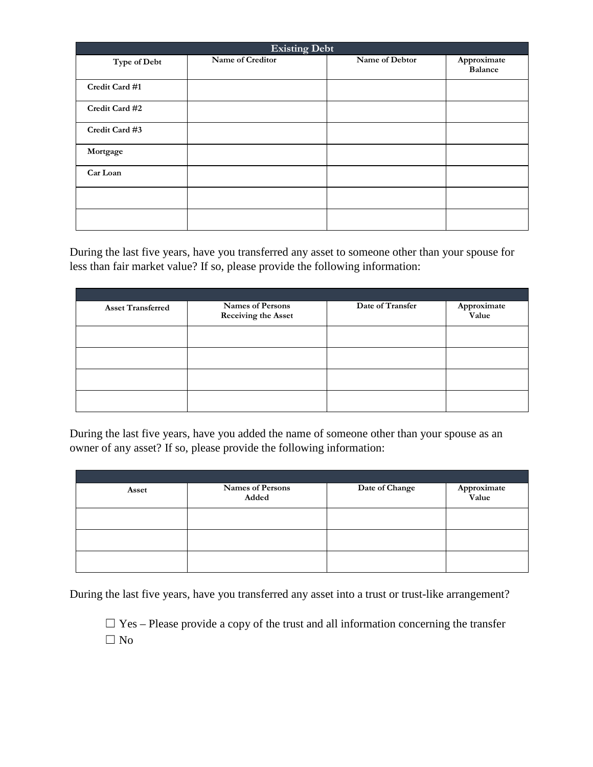| Existing Debt | | | |
|---|---|---|---|
| **Type of Debt** | **Name of Creditor** | **Name of Debtor** | **Approximate Balance** |
| **Credit Card #1** | | | |
| **Credit Card #2** | | | |
| **Credit Card #3** | | | |
| **Mortgage** | | | |
| **Car Loan** | | | |
| | | | |
| | | | |

During the last five years, have you transferred any asset to someone other than your spouse for less than fair market value? If so, please provide the following information:

| Asset Transferred | Names of Persons Receiving the Asset | Date of Transfer | Approximate Value |
|---|---|---|---|
| | | | |
| | | | |
| | | | |
| | | | |

During the last five years, have you added the name of someone other than your spouse as an owner of any asset? If so, please provide the following information:

| Asset | Names of Persons Added | Date of Change | Approximate Value |
|---|---|---|---|
| | | | |
| | | | |
| | | | |

During the last five years, have you transferred any asset into a trust or trust-like arrangement?

☐ Yes – Please provide a copy of the trust and all information concerning the transfer
☐ No